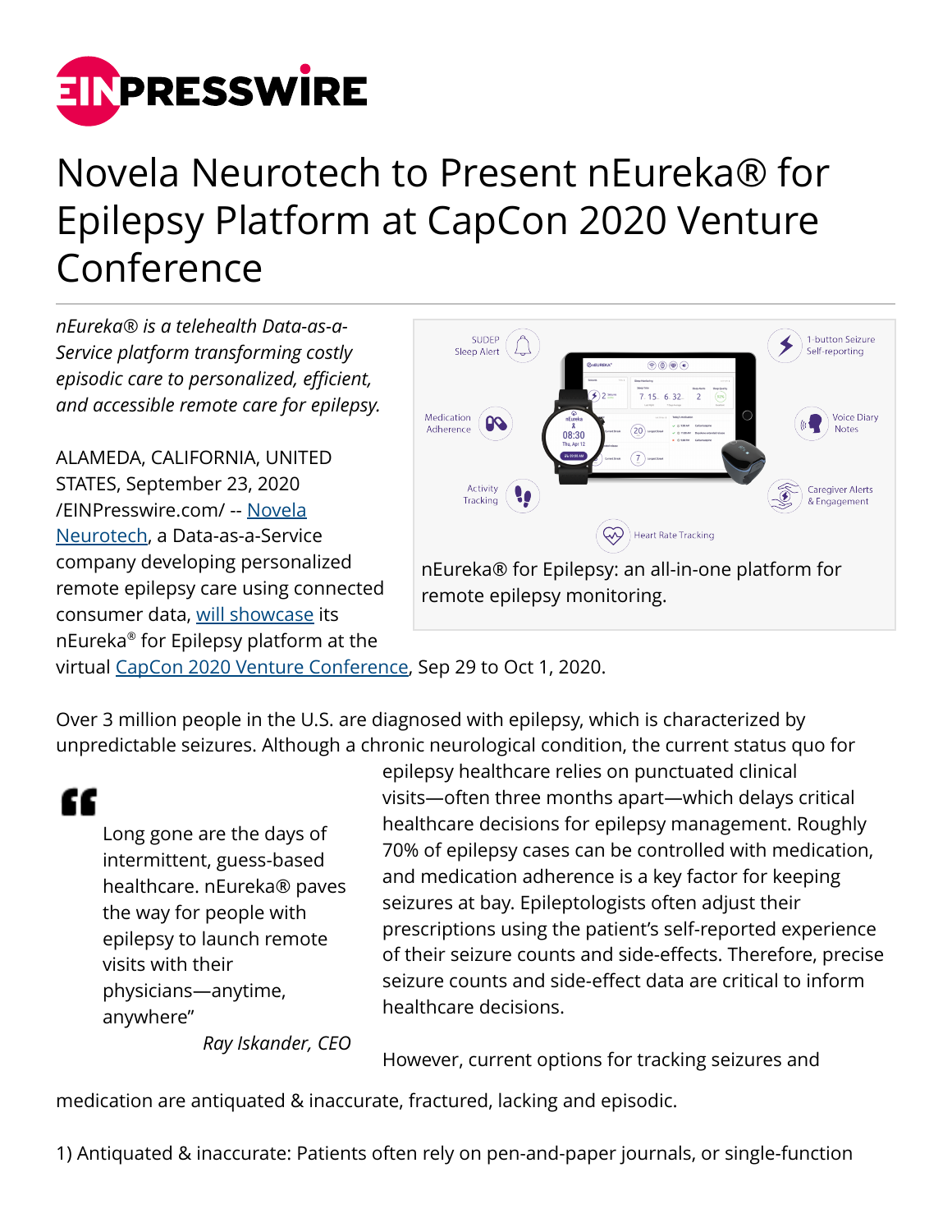# Novela Neurotech to Present nEureka® for Epilepsy Platform at CapCon 2020 Venture Conference

*nEureka® is a telehealth Data-as-a-Service platform transforming costly episodic care to personalized, efficient, and accessible remote care for epilepsy.*

nEureka® for Epilepsy: an all-in-one platform for remote epilepsy monitoring.

ALAMEDA, CALIFORNIA, UNITED STATES, September 23, 2020 /EINPresswire.com/ -- Novela Neurotech, a Data-as-a-Service company developing personalized remote epilepsy care using connected consumer data, will showcase its nEureka® for Epilepsy platform at the virtual CapCon 2020 Venture Conference, Sep 29 to Oct 1, 2020.

Over 3 million people in the U.S. are diagnosed with epilepsy, which is characterized by unpredictable seizures. Although a chronic neurological condition, the current status quo for epilepsy healthcare relies on punctuated clinical visits—often three months apart—which delays critical healthcare decisions for epilepsy management. Roughly 70% of epilepsy cases can be controlled with medication, and medication adherence is a key factor for keeping seizures at bay. Epileptologists often adjust their prescriptions using the patient's self-reported experience of their seizure counts and side-effects. Therefore, precise seizure counts and side-effect data are critical to inform healthcare decisions.

> Long gone are the days of intermittent, guess-based healthcare. nEureka® paves the way for people with epilepsy to launch remote visits with their physicians—anytime, anywhere"
>
> *Ray Iskander, CEO*

However, current options for tracking seizures and medication are antiquated & inaccurate, fractured, lacking and episodic.

1) Antiquated & inaccurate: Patients often rely on pen-and-paper journals, or single-function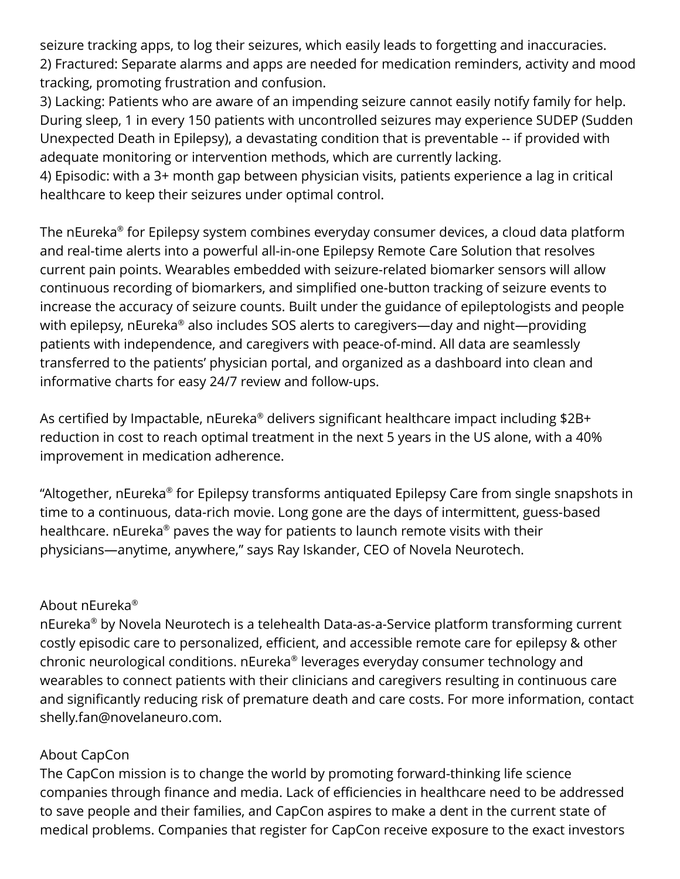seizure tracking apps, to log their seizures, which easily leads to forgetting and inaccuracies.
2) Fractured: Separate alarms and apps are needed for medication reminders, activity and mood tracking, promoting frustration and confusion.
3) Lacking: Patients who are aware of an impending seizure cannot easily notify family for help. During sleep, 1 in every 150 patients with uncontrolled seizures may experience SUDEP (Sudden Unexpected Death in Epilepsy), a devastating condition that is preventable -- if provided with adequate monitoring or intervention methods, which are currently lacking.
4) Episodic: with a 3+ month gap between physician visits, patients experience a lag in critical healthcare to keep their seizures under optimal control.

The nEureka® for Epilepsy system combines everyday consumer devices, a cloud data platform and real-time alerts into a powerful all-in-one Epilepsy Remote Care Solution that resolves current pain points. Wearables embedded with seizure-related biomarker sensors will allow continuous recording of biomarkers, and simplified one-button tracking of seizure events to increase the accuracy of seizure counts. Built under the guidance of epileptologists and people with epilepsy, nEureka® also includes SOS alerts to caregivers—day and night—providing patients with independence, and caregivers with peace-of-mind. All data are seamlessly transferred to the patients' physician portal, and organized as a dashboard into clean and informative charts for easy 24/7 review and follow-ups.

As certified by Impactable, nEureka® delivers significant healthcare impact including $2B+ reduction in cost to reach optimal treatment in the next 5 years in the US alone, with a 40% improvement in medication adherence.

"Altogether, nEureka® for Epilepsy transforms antiquated Epilepsy Care from single snapshots in time to a continuous, data-rich movie. Long gone are the days of intermittent, guess-based healthcare. nEureka® paves the way for patients to launch remote visits with their physicians—anytime, anywhere," says Ray Iskander, CEO of Novela Neurotech.

## About nEureka®

nEureka® by Novela Neurotech is a telehealth Data-as-a-Service platform transforming current costly episodic care to personalized, efficient, and accessible remote care for epilepsy & other chronic neurological conditions. nEureka® leverages everyday consumer technology and wearables to connect patients with their clinicians and caregivers resulting in continuous care and significantly reducing risk of premature death and care costs. For more information, contact shelly.fan@novelaneuro.com.

## About CapCon

The CapCon mission is to change the world by promoting forward-thinking life science companies through finance and media. Lack of efficiencies in healthcare need to be addressed to save people and their families, and CapCon aspires to make a dent in the current state of medical problems. Companies that register for CapCon receive exposure to the exact investors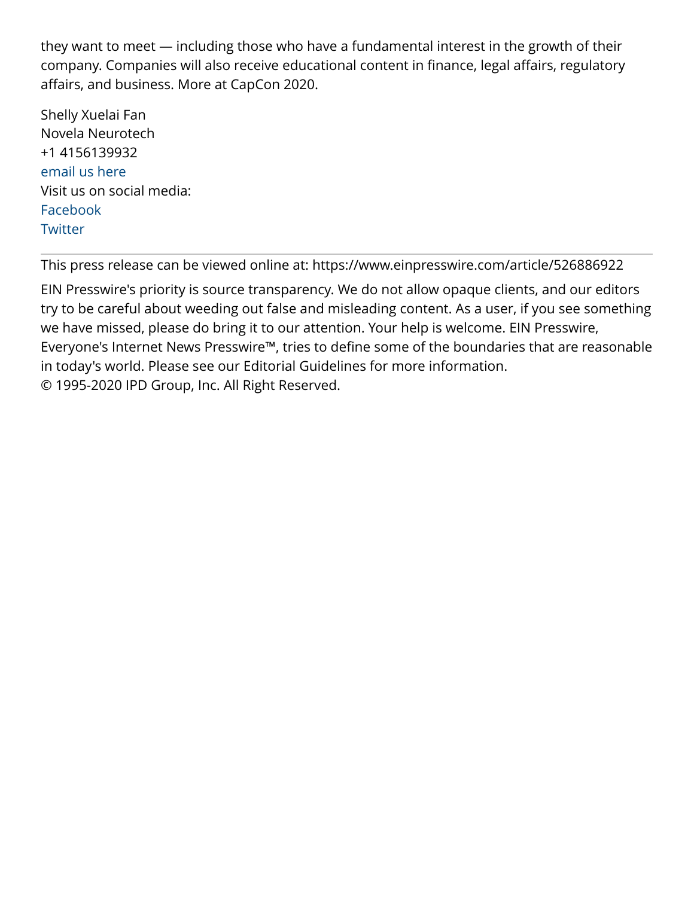they want to meet — including those who have a fundamental interest in the growth of their company. Companies will also receive educational content in finance, legal affairs, regulatory affairs, and business. More at CapCon 2020.

Shelly Xuelai Fan
Novela Neurotech
+1 4156139932
email us here
Visit us on social media:
Facebook
Twitter

---

This press release can be viewed online at: https://www.einpresswire.com/article/526886922

EIN Presswire's priority is source transparency. We do not allow opaque clients, and our editors try to be careful about weeding out false and misleading content. As a user, if you see something we have missed, please do bring it to our attention. Your help is welcome. EIN Presswire, Everyone's Internet News Presswire™, tries to define some of the boundaries that are reasonable in today's world. Please see our Editorial Guidelines for more information.
© 1995-2020 IPD Group, Inc. All Right Reserved.